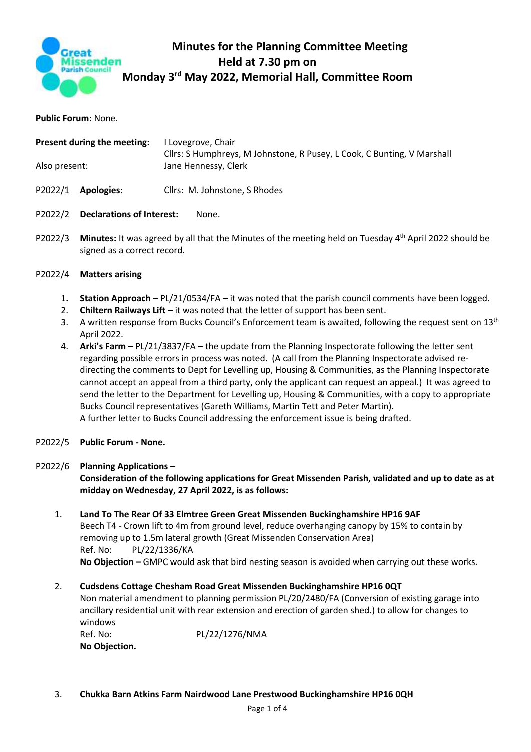# Minutes for the Planning Committee Meeting Held at 7.30 pm on Monday 3rd May 2022, Memorial Hall, Committee Room

**Public Forum:** None.

**Present during the meeting:** I Lovegrove, Chair
Cllrs: S Humphreys, M Johnstone, R Pusey, L Cook, C Bunting, V Marshall

Also present: Jane Hennessy, Clerk

P2022/1 **Apologies:** Cllrs: M. Johnstone, S Rhodes

P2022/2 **Declarations of Interest:** None.

P2022/3 **Minutes:** It was agreed by all that the Minutes of the meeting held on Tuesday 4th April 2022 should be signed as a correct record.

P2022/4 **Matters arising**

1. **Station Approach** – PL/21/0534/FA – it was noted that the parish council comments have been logged.
2. **Chiltern Railways Lift** – it was noted that the letter of support has been sent.
3. A written response from Bucks Council's Enforcement team is awaited, following the request sent on 13th April 2022.
4. **Arki's Farm** – PL/21/3837/FA – the update from the Planning Inspectorate following the letter sent regarding possible errors in process was noted. (A call from the Planning Inspectorate advised re-directing the comments to Dept for Levelling up, Housing & Communities, as the Planning Inspectorate cannot accept an appeal from a third party, only the applicant can request an appeal.) It was agreed to send the letter to the Department for Levelling up, Housing & Communities, with a copy to appropriate Bucks Council representatives (Gareth Williams, Martin Tett and Peter Martin).
   A further letter to Bucks Council addressing the enforcement issue is being drafted.

P2022/5 **Public Forum - None.**

P2022/6 **Planning Applications** –
**Consideration of the following applications for Great Missenden Parish, validated and up to date as at midday on Wednesday, 27 April 2022, is as follows:**

1. **Land To The Rear Of 33 Elmtree Green Great Missenden Buckinghamshire HP16 9AF**
   Beech T4 - Crown lift to 4m from ground level, reduce overhanging canopy by 15% to contain by removing up to 1.5m lateral growth (Great Missenden Conservation Area)
   Ref. No: PL/22/1336/KA
   **No Objection –** GMPC would ask that bird nesting season is avoided when carrying out these works.

2. **Cudsdens Cottage Chesham Road Great Missenden Buckinghamshire HP16 0QT**
   Non material amendment to planning permission PL/20/2480/FA (Conversion of existing garage into ancillary residential unit with rear extension and erection of garden shed.) to allow for changes to windows
   Ref. No: PL/22/1276/NMA
   **No Objection.**

3. **Chukka Barn Atkins Farm Nairdwood Lane Prestwood Buckinghamshire HP16 0QH**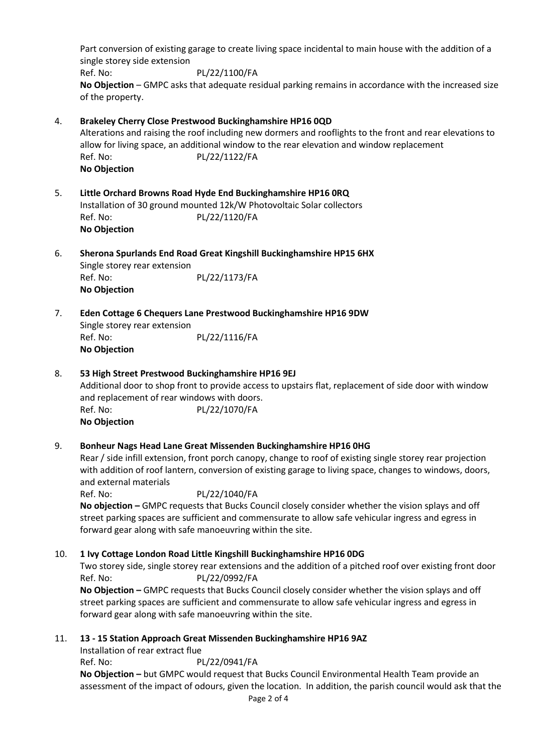Part conversion of existing garage to create living space incidental to main house with the addition of a single storey side extension

Ref. No: PL/22/1100/FA

**No Objection** – GMPC asks that adequate residual parking remains in accordance with the increased size of the property.

4. **Brakeley Cherry Close Prestwood Buckinghamshire HP16 0QD**

   Alterations and raising the roof including new dormers and rooflights to the front and rear elevations to allow for living space, an additional window to the rear elevation and window replacement

   Ref. No: PL/22/1122/FA

   **No Objection**

5. **Little Orchard Browns Road Hyde End Buckinghamshire HP16 0RQ**

   Installation of 30 ground mounted 12k/W Photovoltaic Solar collectors

   Ref. No: PL/22/1120/FA

   **No Objection**

6. **Sherona Spurlands End Road Great Kingshill Buckinghamshire HP15 6HX**

   Single storey rear extension

   Ref. No: PL/22/1173/FA

   **No Objection**

7. **Eden Cottage 6 Chequers Lane Prestwood Buckinghamshire HP16 9DW**

   Single storey rear extension

   Ref. No: PL/22/1116/FA

   **No Objection**

8. **53 High Street Prestwood Buckinghamshire HP16 9EJ**

   Additional door to shop front to provide access to upstairs flat, replacement of side door with window and replacement of rear windows with doors.

   Ref. No: PL/22/1070/FA

   **No Objection**

9. **Bonheur Nags Head Lane Great Missenden Buckinghamshire HP16 0HG**

   Rear / side infill extension, front porch canopy, change to roof of existing single storey rear projection with addition of roof lantern, conversion of existing garage to living space, changes to windows, doors, and external materials

   Ref. No: PL/22/1040/FA

   **No objection –** GMPC requests that Bucks Council closely consider whether the vision splays and off street parking spaces are sufficient and commensurate to allow safe vehicular ingress and egress in forward gear along with safe manoeuvring within the site.

10. **1 Ivy Cottage London Road Little Kingshill Buckinghamshire HP16 0DG**

    Two storey side, single storey rear extensions and the addition of a pitched roof over existing front door

    Ref. No: PL/22/0992/FA

    **No Objection –** GMPC requests that Bucks Council closely consider whether the vision splays and off street parking spaces are sufficient and commensurate to allow safe vehicular ingress and egress in forward gear along with safe manoeuvring within the site.

11. **13 - 15 Station Approach Great Missenden Buckinghamshire HP16 9AZ**

    Installation of rear extract flue

    Ref. No: PL/22/0941/FA

    **No Objection –** but GMPC would request that Bucks Council Environmental Health Team provide an assessment of the impact of odours, given the location. In addition, the parish council would ask that the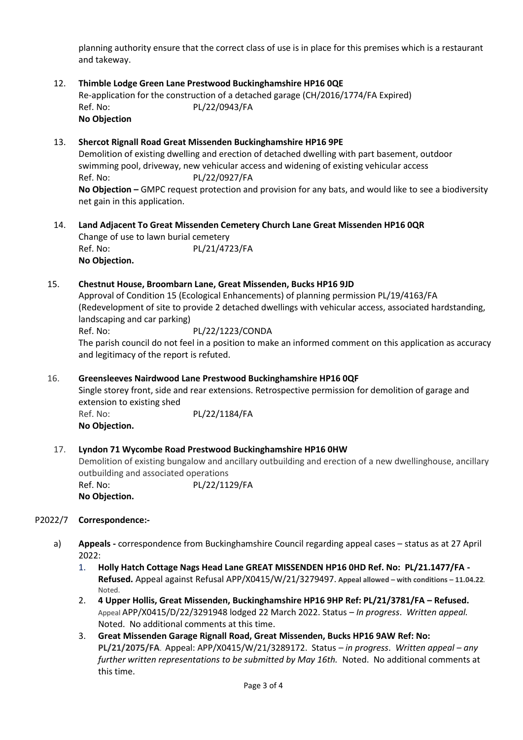planning authority ensure that the correct class of use is in place for this premises which is a restaurant and takeway.

12. **Thimble Lodge Green Lane Prestwood Buckinghamshire HP16 0QE**
 Re-application for the construction of a detached garage (CH/2016/1774/FA Expired)
 Ref. No: PL/22/0943/FA
 **No Objection**

13. **Shercot Rignall Road Great Missenden Buckinghamshire HP16 9PE**
 Demolition of existing dwelling and erection of detached dwelling with part basement, outdoor swimming pool, driveway, new vehicular access and widening of existing vehicular access
 Ref. No: PL/22/0927/FA
 **No Objection –** GMPC request protection and provision for any bats, and would like to see a biodiversity net gain in this application.

14. **Land Adjacent To Great Missenden Cemetery Church Lane Great Missenden HP16 0QR**
 Change of use to lawn burial cemetery
 Ref. No: PL/21/4723/FA
 **No Objection.**

15. **Chestnut House, Broombarn Lane, Great Missenden, Bucks HP16 9JD**
 Approval of Condition 15 (Ecological Enhancements) of planning permission PL/19/4163/FA (Redevelopment of site to provide 2 detached dwellings with vehicular access, associated hardstanding, landscaping and car parking)
 Ref. No: PL/22/1223/CONDA
 The parish council do not feel in a position to make an informed comment on this application as accuracy and legitimacy of the report is refuted.

16. **Greensleeves Nairdwood Lane Prestwood Buckinghamshire HP16 0QF**
 Single storey front, side and rear extensions. Retrospective permission for demolition of garage and extension to existing shed
 Ref. No: PL/22/1184/FA
 **No Objection.**

17. **Lyndon 71 Wycombe Road Prestwood Buckinghamshire HP16 0HW**
 Demolition of existing bungalow and ancillary outbuilding and erection of a new dwellinghouse, ancillary outbuilding and associated operations
 Ref. No: PL/22/1129/FA
 **No Objection.**

P2022/7 **Correspondence:-**

a) **Appeals -** correspondence from Buckinghamshire Council regarding appeal cases – status as at 27 April 2022:
 1. **Holly Hatch Cottage Nags Head Lane GREAT MISSENDEN HP16 0HD Ref. No: PL/21.1477/FA - Refused.** Appeal against Refusal APP/X0415/W/21/3279497. **Appeal allowed – with conditions – 11.04.22**. Noted.
 2. **4 Upper Hollis, Great Missenden, Buckinghamshire HP16 9HP Ref: PL/21/3781/FA – Refused.** Appeal APP/X0415/D/22/3291948 lodged 22 March 2022. Status – *In progress*. *Written appeal.* Noted. No additional comments at this time.
 3. **Great Missenden Garage Rignall Road, Great Missenden, Bucks HP16 9AW Ref: No: PL/21/2075/FA**. Appeal: APP/X0415/W/21/3289172. Status – *in progress*. *Written appeal – any further written representations to be submitted by May 16th.* Noted. No additional comments at this time.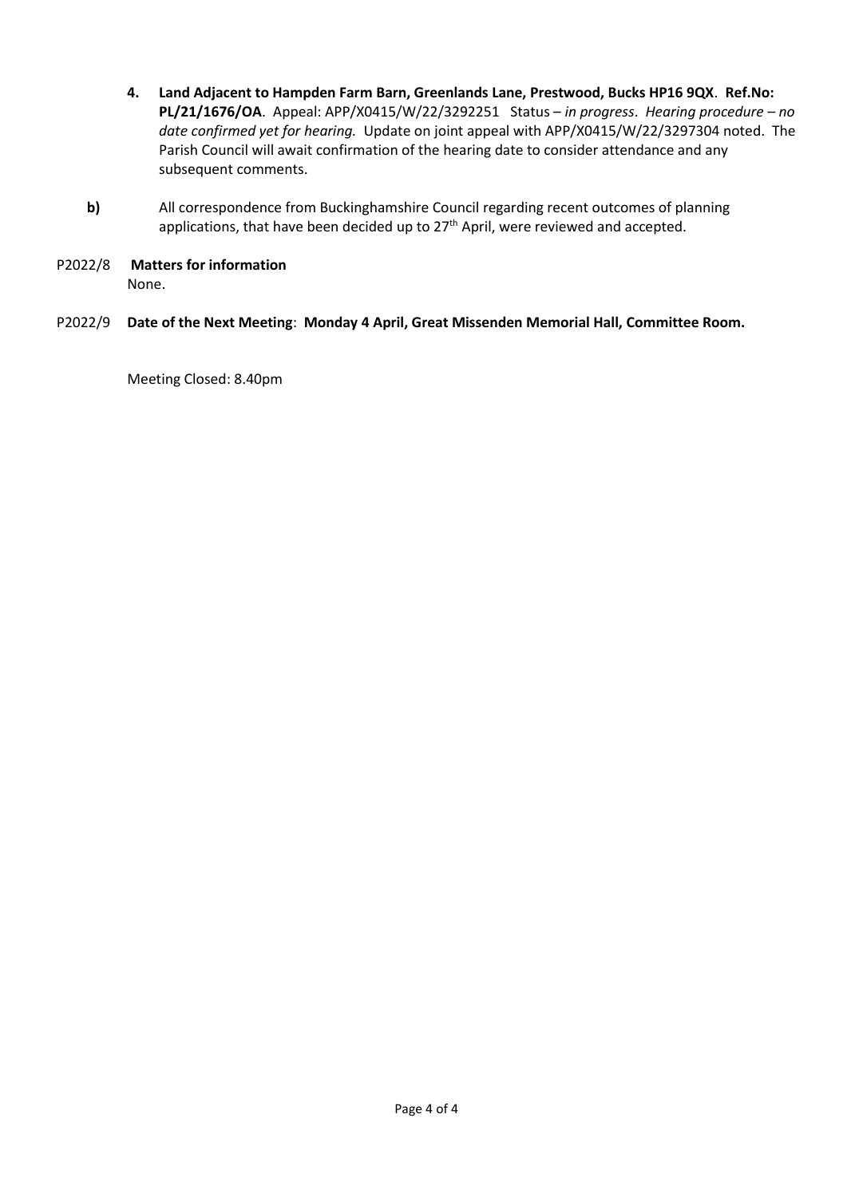4. **Land Adjacent to Hampden Farm Barn, Greenlands Lane, Prestwood, Bucks HP16 9QX**. **Ref.No: PL/21/1676/OA**. Appeal: APP/X0415/W/22/3292251 Status – *in progress*. *Hearing procedure – no date confirmed yet for hearing.* Update on joint appeal with APP/X0415/W/22/3297304 noted. The Parish Council will await confirmation of the hearing date to consider attendance and any subsequent comments.

**b)** All correspondence from Buckinghamshire Council regarding recent outcomes of planning applications, that have been decided up to 27th April, were reviewed and accepted.

P2022/8 **Matters for information**

None.

P2022/9 **Date of the Next Meeting**: **Monday 4 April, Great Missenden Memorial Hall, Committee Room.**

Meeting Closed: 8.40pm